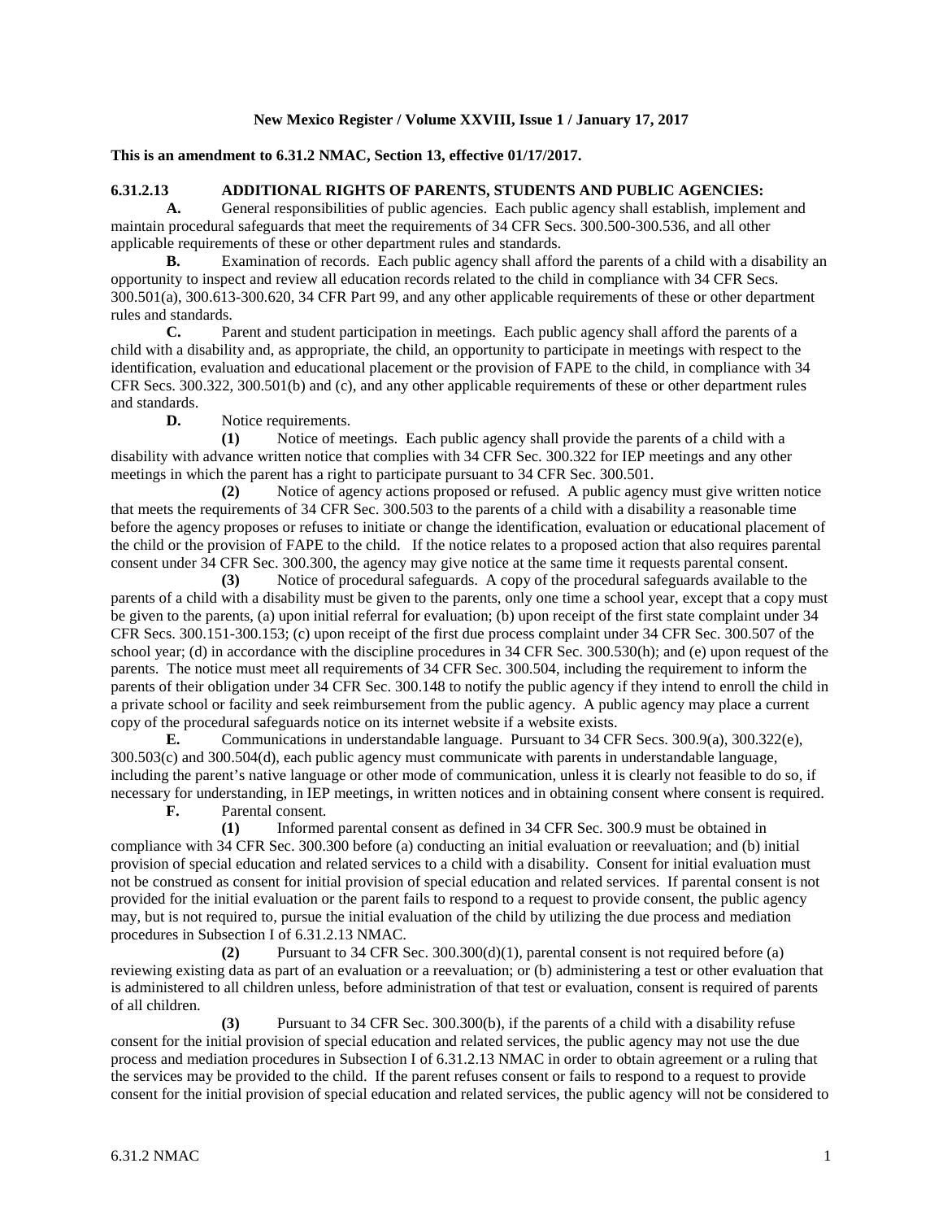**New Mexico Register / Volume XXVIII, Issue 1 / January 17, 2017**

**This is an amendment to 6.31.2 NMAC, Section 13, effective 01/17/2017.**

**6.31.2.13 ADDITIONAL RIGHTS OF PARENTS, STUDENTS AND PUBLIC AGENCIES:**

**A.** General responsibilities of public agencies. Each public agency shall establish, implement and maintain procedural safeguards that meet the requirements of 34 CFR Secs. 300.500-300.536, and all other applicable requirements of these or other department rules and standards.

**B.** Examination of records. Each public agency shall afford the parents of a child with a disability an opportunity to inspect and review all education records related to the child in compliance with 34 CFR Secs. 300.501(a), 300.613-300.620, 34 CFR Part 99, and any other applicable requirements of these or other department rules and standards.

**C.** Parent and student participation in meetings. Each public agency shall afford the parents of a child with a disability and, as appropriate, the child, an opportunity to participate in meetings with respect to the identification, evaluation and educational placement or the provision of FAPE to the child, in compliance with 34 CFR Secs. 300.322, 300.501(b) and (c), and any other applicable requirements of these or other department rules and standards.

**D.** Notice requirements.

**(1)** Notice of meetings. Each public agency shall provide the parents of a child with a disability with advance written notice that complies with 34 CFR Sec. 300.322 for IEP meetings and any other meetings in which the parent has a right to participate pursuant to 34 CFR Sec. 300.501.

**(2)** Notice of agency actions proposed or refused. A public agency must give written notice that meets the requirements of 34 CFR Sec. 300.503 to the parents of a child with a disability a reasonable time before the agency proposes or refuses to initiate or change the identification, evaluation or educational placement of the child or the provision of FAPE to the child. If the notice relates to a proposed action that also requires parental consent under 34 CFR Sec. 300.300, the agency may give notice at the same time it requests parental consent.

**(3)** Notice of procedural safeguards. A copy of the procedural safeguards available to the parents of a child with a disability must be given to the parents, only one time a school year, except that a copy must be given to the parents, (a) upon initial referral for evaluation; (b) upon receipt of the first state complaint under 34 CFR Secs. 300.151-300.153; (c) upon receipt of the first due process complaint under 34 CFR Sec. 300.507 of the school year; (d) in accordance with the discipline procedures in 34 CFR Sec. 300.530(h); and (e) upon request of the parents. The notice must meet all requirements of 34 CFR Sec. 300.504, including the requirement to inform the parents of their obligation under 34 CFR Sec. 300.148 to notify the public agency if they intend to enroll the child in a private school or facility and seek reimbursement from the public agency. A public agency may place a current copy of the procedural safeguards notice on its internet website if a website exists.

**E.** Communications in understandable language. Pursuant to 34 CFR Secs. 300.9(a), 300.322(e), 300.503(c) and 300.504(d), each public agency must communicate with parents in understandable language, including the parent's native language or other mode of communication, unless it is clearly not feasible to do so, if necessary for understanding, in IEP meetings, in written notices and in obtaining consent where consent is required.

**F.** Parental consent.

**(1)** Informed parental consent as defined in 34 CFR Sec. 300.9 must be obtained in compliance with 34 CFR Sec. 300.300 before (a) conducting an initial evaluation or reevaluation; and (b) initial provision of special education and related services to a child with a disability. Consent for initial evaluation must not be construed as consent for initial provision of special education and related services. If parental consent is not provided for the initial evaluation or the parent fails to respond to a request to provide consent, the public agency may, but is not required to, pursue the initial evaluation of the child by utilizing the due process and mediation procedures in Subsection I of 6.31.2.13 NMAC.

**(2)** Pursuant to 34 CFR Sec. 300.300(d)(1), parental consent is not required before (a) reviewing existing data as part of an evaluation or a reevaluation; or (b) administering a test or other evaluation that is administered to all children unless, before administration of that test or evaluation, consent is required of parents of all children.

**(3)** Pursuant to 34 CFR Sec. 300.300(b), if the parents of a child with a disability refuse consent for the initial provision of special education and related services, the public agency may not use the due process and mediation procedures in Subsection I of 6.31.2.13 NMAC in order to obtain agreement or a ruling that the services may be provided to the child. If the parent refuses consent or fails to respond to a request to provide consent for the initial provision of special education and related services, the public agency will not be considered to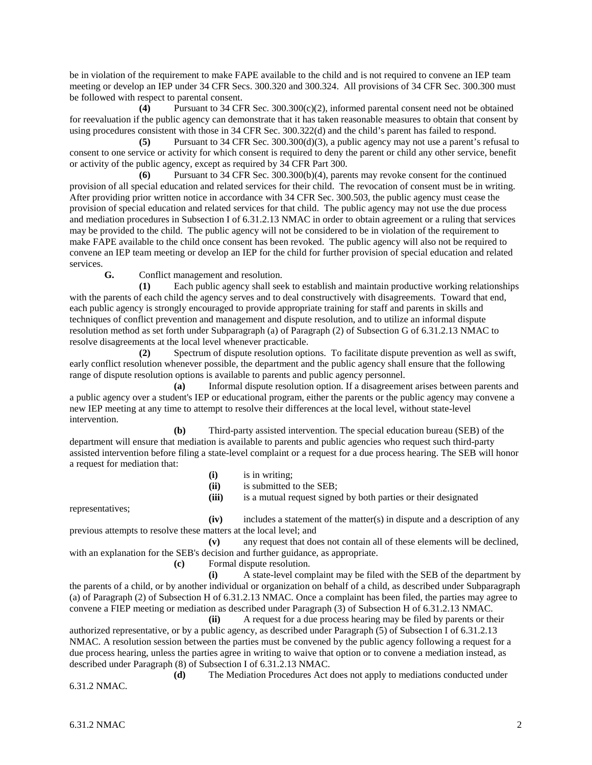be in violation of the requirement to make FAPE available to the child and is not required to convene an IEP team meeting or develop an IEP under 34 CFR Secs. 300.320 and 300.324. All provisions of 34 CFR Sec. 300.300 must be followed with respect to parental consent.

**(4)** Pursuant to 34 CFR Sec. 300.300(c)(2), informed parental consent need not be obtained for reevaluation if the public agency can demonstrate that it has taken reasonable measures to obtain that consent by using procedures consistent with those in 34 CFR Sec. 300.322(d) and the child's parent has failed to respond.

**(5)** Pursuant to 34 CFR Sec. 300.300(d)(3), a public agency may not use a parent's refusal to consent to one service or activity for which consent is required to deny the parent or child any other service, benefit or activity of the public agency, except as required by 34 CFR Part 300.

**(6)** Pursuant to 34 CFR Sec. 300.300(b)(4), parents may revoke consent for the continued provision of all special education and related services for their child. The revocation of consent must be in writing. After providing prior written notice in accordance with 34 CFR Sec. 300.503, the public agency must cease the provision of special education and related services for that child. The public agency may not use the due process and mediation procedures in Subsection I of 6.31.2.13 NMAC in order to obtain agreement or a ruling that services may be provided to the child. The public agency will not be considered to be in violation of the requirement to make FAPE available to the child once consent has been revoked. The public agency will also not be required to convene an IEP team meeting or develop an IEP for the child for further provision of special education and related services.

**G.** Conflict management and resolution.

**(1)** Each public agency shall seek to establish and maintain productive working relationships with the parents of each child the agency serves and to deal constructively with disagreements. Toward that end, each public agency is strongly encouraged to provide appropriate training for staff and parents in skills and techniques of conflict prevention and management and dispute resolution, and to utilize an informal dispute resolution method as set forth under Subparagraph (a) of Paragraph (2) of Subsection G of 6.31.2.13 NMAC to resolve disagreements at the local level whenever practicable.

**(2)** Spectrum of dispute resolution options. To facilitate dispute prevention as well as swift, early conflict resolution whenever possible, the department and the public agency shall ensure that the following range of dispute resolution options is available to parents and public agency personnel.

**(a)** Informal dispute resolution option. If a disagreement arises between parents and a public agency over a student's IEP or educational program, either the parents or the public agency may convene a new IEP meeting at any time to attempt to resolve their differences at the local level, without state-level intervention.

**(b)** Third-party assisted intervention. The special education bureau (SEB) of the department will ensure that mediation is available to parents and public agencies who request such third-party assisted intervention before filing a state-level complaint or a request for a due process hearing. The SEB will honor a request for mediation that:

**(i)** is in writing;

**(ii)** is submitted to the SEB;

**(iii)** is a mutual request signed by both parties or their designated representatives;

**(iv)** includes a statement of the matter(s) in dispute and a description of any previous attempts to resolve these matters at the local level; and

**(v)** any request that does not contain all of these elements will be declined, with an explanation for the SEB's decision and further guidance, as appropriate.

**(c)** Formal dispute resolution.

**(i)** A state-level complaint may be filed with the SEB of the department by the parents of a child, or by another individual or organization on behalf of a child, as described under Subparagraph (a) of Paragraph (2) of Subsection H of 6.31.2.13 NMAC. Once a complaint has been filed, the parties may agree to convene a FIEP meeting or mediation as described under Paragraph (3) of Subsection H of 6.31.2.13 NMAC.

**(ii)** A request for a due process hearing may be filed by parents or their authorized representative, or by a public agency, as described under Paragraph (5) of Subsection I of 6.31.2.13 NMAC. A resolution session between the parties must be convened by the public agency following a request for a due process hearing, unless the parties agree in writing to waive that option or to convene a mediation instead, as described under Paragraph (8) of Subsection I of 6.31.2.13 NMAC.

**(d)** The Mediation Procedures Act does not apply to mediations conducted under 6.31.2 NMAC.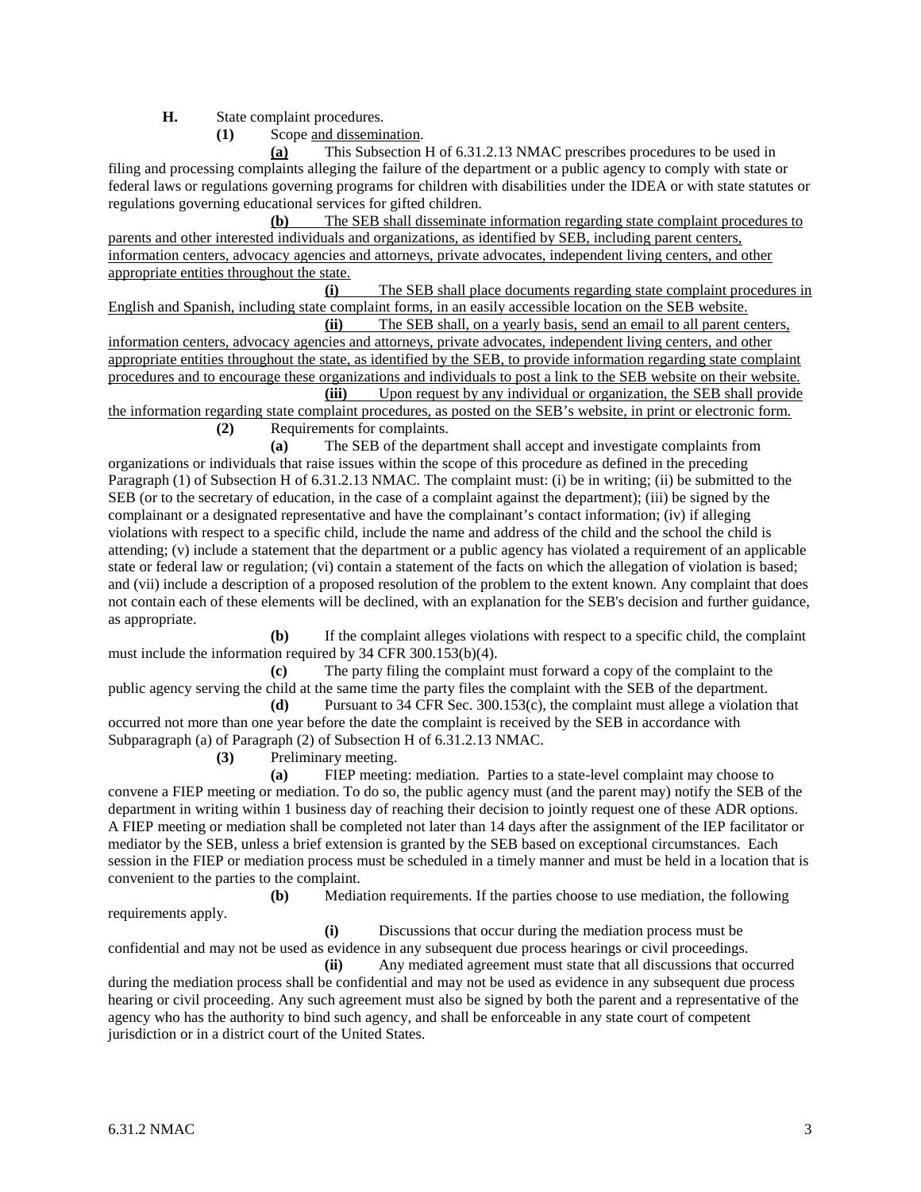**H.** State complaint procedures.

**(1)** Scope and dissemination.

**(a)** This Subsection H of 6.31.2.13 NMAC prescribes procedures to be used in filing and processing complaints alleging the failure of the department or a public agency to comply with state or federal laws or regulations governing programs for children with disabilities under the IDEA or with state statutes or regulations governing educational services for gifted children.

**(b)** The SEB shall disseminate information regarding state complaint procedures to parents and other interested individuals and organizations, as identified by SEB, including parent centers, information centers, advocacy agencies and attorneys, private advocates, independent living centers, and other appropriate entities throughout the state.

**(i)** The SEB shall place documents regarding state complaint procedures in English and Spanish, including state complaint forms, in an easily accessible location on the SEB website.

**(ii)** The SEB shall, on a yearly basis, send an email to all parent centers, information centers, advocacy agencies and attorneys, private advocates, independent living centers, and other appropriate entities throughout the state, as identified by the SEB, to provide information regarding state complaint procedures and to encourage these organizations and individuals to post a link to the SEB website on their website.

**(iii)** Upon request by any individual or organization, the SEB shall provide the information regarding state complaint procedures, as posted on the SEB's website, in print or electronic form.

**(2)** Requirements for complaints.

**(a)** The SEB of the department shall accept and investigate complaints from organizations or individuals that raise issues within the scope of this procedure as defined in the preceding Paragraph (1) of Subsection H of 6.31.2.13 NMAC. The complaint must: (i) be in writing; (ii) be submitted to the SEB (or to the secretary of education, in the case of a complaint against the department); (iii) be signed by the complainant or a designated representative and have the complainant's contact information; (iv) if alleging violations with respect to a specific child, include the name and address of the child and the school the child is attending; (v) include a statement that the department or a public agency has violated a requirement of an applicable state or federal law or regulation; (vi) contain a statement of the facts on which the allegation of violation is based; and (vii) include a description of a proposed resolution of the problem to the extent known. Any complaint that does not contain each of these elements will be declined, with an explanation for the SEB's decision and further guidance, as appropriate.

**(b)** If the complaint alleges violations with respect to a specific child, the complaint must include the information required by 34 CFR 300.153(b)(4).

**(c)** The party filing the complaint must forward a copy of the complaint to the public agency serving the child at the same time the party files the complaint with the SEB of the department.

**(d)** Pursuant to 34 CFR Sec. 300.153(c), the complaint must allege a violation that occurred not more than one year before the date the complaint is received by the SEB in accordance with Subparagraph (a) of Paragraph (2) of Subsection H of 6.31.2.13 NMAC.

**(3)** Preliminary meeting.

**(a)** FIEP meeting: mediation. Parties to a state-level complaint may choose to convene a FIEP meeting or mediation. To do so, the public agency must (and the parent may) notify the SEB of the department in writing within 1 business day of reaching their decision to jointly request one of these ADR options. A FIEP meeting or mediation shall be completed not later than 14 days after the assignment of the IEP facilitator or mediator by the SEB, unless a brief extension is granted by the SEB based on exceptional circumstances. Each session in the FIEP or mediation process must be scheduled in a timely manner and must be held in a location that is convenient to the parties to the complaint.

**(b)** Mediation requirements. If the parties choose to use mediation, the following requirements apply.

**(i)** Discussions that occur during the mediation process must be confidential and may not be used as evidence in any subsequent due process hearings or civil proceedings.

**(ii)** Any mediated agreement must state that all discussions that occurred during the mediation process shall be confidential and may not be used as evidence in any subsequent due process hearing or civil proceeding. Any such agreement must also be signed by both the parent and a representative of the agency who has the authority to bind such agency, and shall be enforceable in any state court of competent jurisdiction or in a district court of the United States.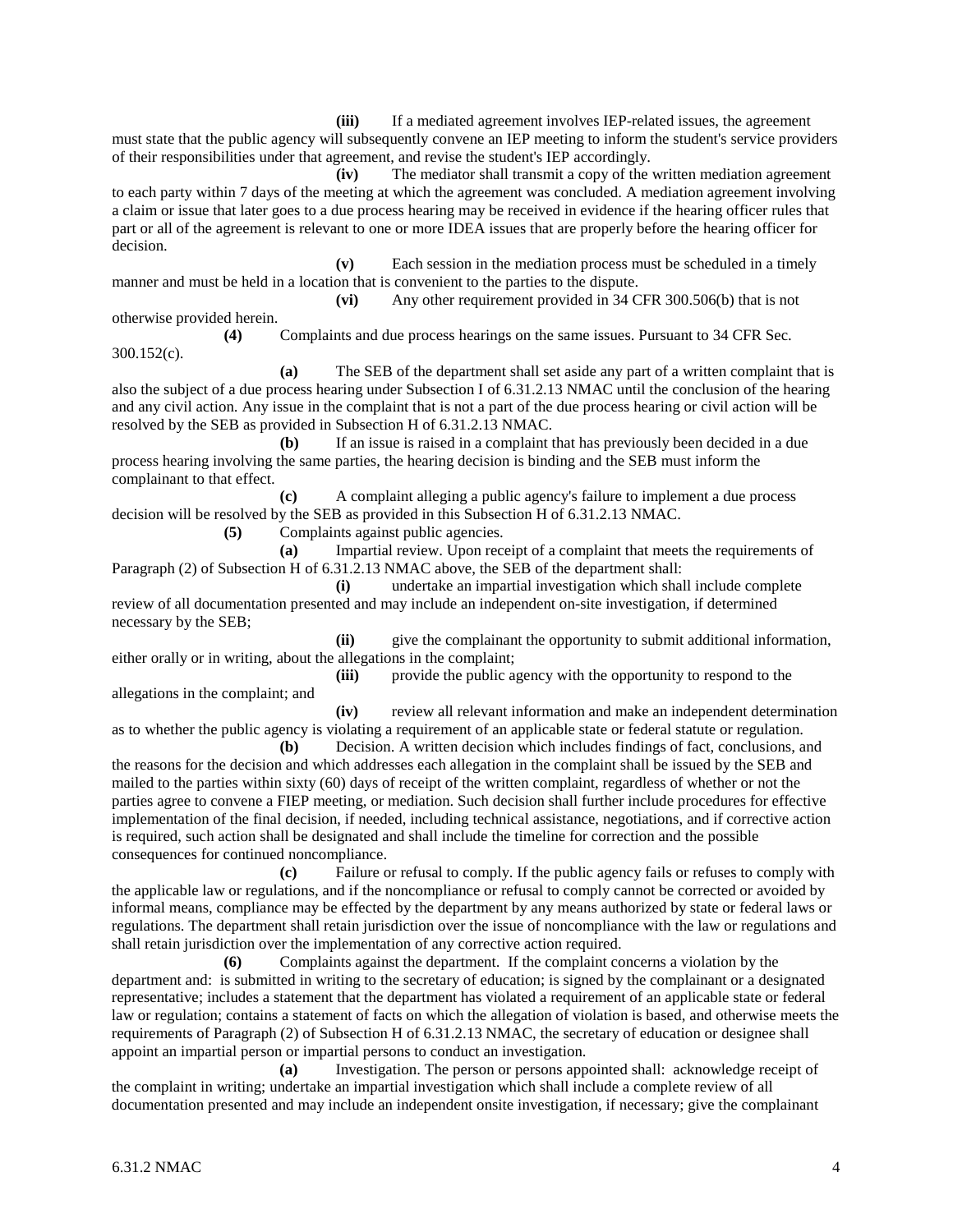**(iii)** If a mediated agreement involves IEP-related issues, the agreement must state that the public agency will subsequently convene an IEP meeting to inform the student's service providers of their responsibilities under that agreement, and revise the student's IEP accordingly.

**(iv)** The mediator shall transmit a copy of the written mediation agreement to each party within 7 days of the meeting at which the agreement was concluded. A mediation agreement involving a claim or issue that later goes to a due process hearing may be received in evidence if the hearing officer rules that part or all of the agreement is relevant to one or more IDEA issues that are properly before the hearing officer for decision.

**(v)** Each session in the mediation process must be scheduled in a timely manner and must be held in a location that is convenient to the parties to the dispute.

**(vi)** Any other requirement provided in 34 CFR 300.506(b) that is not otherwise provided herein.

**(4)** Complaints and due process hearings on the same issues. Pursuant to 34 CFR Sec. 300.152(c).

**(a)** The SEB of the department shall set aside any part of a written complaint that is also the subject of a due process hearing under Subsection I of 6.31.2.13 NMAC until the conclusion of the hearing and any civil action. Any issue in the complaint that is not a part of the due process hearing or civil action will be resolved by the SEB as provided in Subsection H of 6.31.2.13 NMAC.

**(b)** If an issue is raised in a complaint that has previously been decided in a due process hearing involving the same parties, the hearing decision is binding and the SEB must inform the complainant to that effect.

**(c)** A complaint alleging a public agency's failure to implement a due process decision will be resolved by the SEB as provided in this Subsection H of 6.31.2.13 NMAC.

**(5)** Complaints against public agencies.

**(a)** Impartial review. Upon receipt of a complaint that meets the requirements of Paragraph (2) of Subsection H of 6.31.2.13 NMAC above, the SEB of the department shall:

**(i)** undertake an impartial investigation which shall include complete review of all documentation presented and may include an independent on-site investigation, if determined necessary by the SEB;

**(ii)** give the complainant the opportunity to submit additional information, either orally or in writing, about the allegations in the complaint;

**(iii)** provide the public agency with the opportunity to respond to the allegations in the complaint; and

**(iv)** review all relevant information and make an independent determination as to whether the public agency is violating a requirement of an applicable state or federal statute or regulation.

**(b)** Decision. A written decision which includes findings of fact, conclusions, and the reasons for the decision and which addresses each allegation in the complaint shall be issued by the SEB and mailed to the parties within sixty (60) days of receipt of the written complaint, regardless of whether or not the parties agree to convene a FIEP meeting, or mediation. Such decision shall further include procedures for effective implementation of the final decision, if needed, including technical assistance, negotiations, and if corrective action is required, such action shall be designated and shall include the timeline for correction and the possible consequences for continued noncompliance.

**(c)** Failure or refusal to comply. If the public agency fails or refuses to comply with the applicable law or regulations, and if the noncompliance or refusal to comply cannot be corrected or avoided by informal means, compliance may be effected by the department by any means authorized by state or federal laws or regulations. The department shall retain jurisdiction over the issue of noncompliance with the law or regulations and shall retain jurisdiction over the implementation of any corrective action required.

**(6)** Complaints against the department. If the complaint concerns a violation by the department and: is submitted in writing to the secretary of education; is signed by the complainant or a designated representative; includes a statement that the department has violated a requirement of an applicable state or federal law or regulation; contains a statement of facts on which the allegation of violation is based, and otherwise meets the requirements of Paragraph (2) of Subsection H of 6.31.2.13 NMAC, the secretary of education or designee shall appoint an impartial person or impartial persons to conduct an investigation.

**(a)** Investigation. The person or persons appointed shall: acknowledge receipt of the complaint in writing; undertake an impartial investigation which shall include a complete review of all documentation presented and may include an independent onsite investigation, if necessary; give the complainant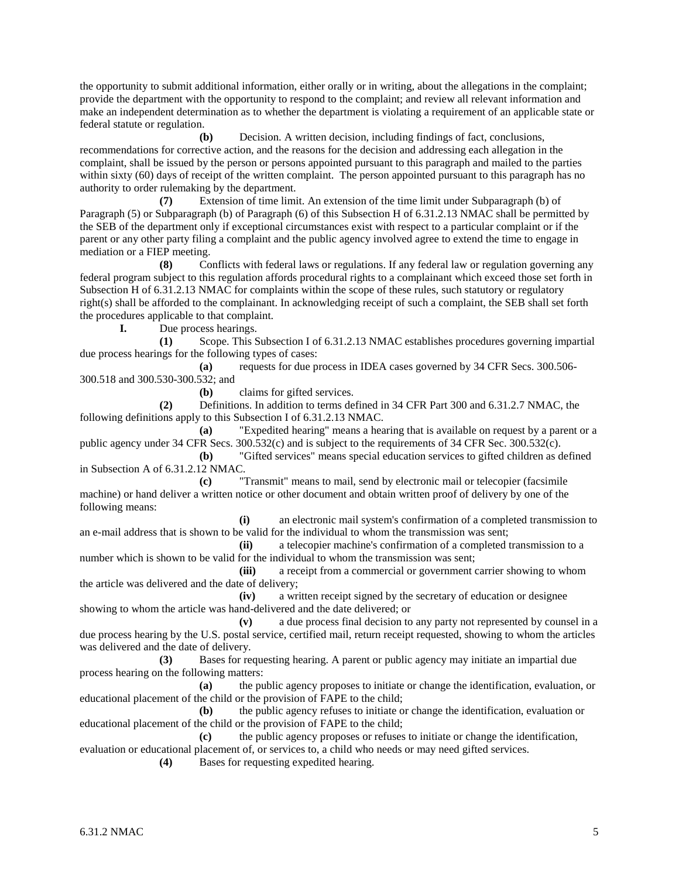the opportunity to submit additional information, either orally or in writing, about the allegations in the complaint; provide the department with the opportunity to respond to the complaint; and review all relevant information and make an independent determination as to whether the department is violating a requirement of an applicable state or federal statute or regulation.

**(b)** Decision. A written decision, including findings of fact, conclusions, recommendations for corrective action, and the reasons for the decision and addressing each allegation in the complaint, shall be issued by the person or persons appointed pursuant to this paragraph and mailed to the parties within sixty (60) days of receipt of the written complaint. The person appointed pursuant to this paragraph has no authority to order rulemaking by the department.

**(7)** Extension of time limit. An extension of the time limit under Subparagraph (b) of Paragraph (5) or Subparagraph (b) of Paragraph (6) of this Subsection H of 6.31.2.13 NMAC shall be permitted by the SEB of the department only if exceptional circumstances exist with respect to a particular complaint or if the parent or any other party filing a complaint and the public agency involved agree to extend the time to engage in mediation or a FIEP meeting.

**(8)** Conflicts with federal laws or regulations. If any federal law or regulation governing any federal program subject to this regulation affords procedural rights to a complainant which exceed those set forth in Subsection H of 6.31.2.13 NMAC for complaints within the scope of these rules, such statutory or regulatory right(s) shall be afforded to the complainant. In acknowledging receipt of such a complaint, the SEB shall set forth the procedures applicable to that complaint.

**I.** Due process hearings.

**(1)** Scope. This Subsection I of 6.31.2.13 NMAC establishes procedures governing impartial due process hearings for the following types of cases:

**(a)** requests for due process in IDEA cases governed by 34 CFR Secs. 300.506-300.518 and 300.530-300.532; and

**(b)** claims for gifted services.

**(2)** Definitions. In addition to terms defined in 34 CFR Part 300 and 6.31.2.7 NMAC, the following definitions apply to this Subsection I of 6.31.2.13 NMAC.

**(a)** "Expedited hearing" means a hearing that is available on request by a parent or a public agency under 34 CFR Secs. 300.532(c) and is subject to the requirements of 34 CFR Sec. 300.532(c).

**(b)** "Gifted services" means special education services to gifted children as defined in Subsection A of 6.31.2.12 NMAC.

**(c)** "Transmit" means to mail, send by electronic mail or telecopier (facsimile machine) or hand deliver a written notice or other document and obtain written proof of delivery by one of the following means:

**(i)** an electronic mail system's confirmation of a completed transmission to an e-mail address that is shown to be valid for the individual to whom the transmission was sent;

**(ii)** a telecopier machine's confirmation of a completed transmission to a number which is shown to be valid for the individual to whom the transmission was sent;

**(iii)** a receipt from a commercial or government carrier showing to whom the article was delivered and the date of delivery;

**(iv)** a written receipt signed by the secretary of education or designee showing to whom the article was hand-delivered and the date delivered; or

**(v)** a due process final decision to any party not represented by counsel in a due process hearing by the U.S. postal service, certified mail, return receipt requested, showing to whom the articles was delivered and the date of delivery.

**(3)** Bases for requesting hearing. A parent or public agency may initiate an impartial due process hearing on the following matters:

**(a)** the public agency proposes to initiate or change the identification, evaluation, or educational placement of the child or the provision of FAPE to the child;

**(b)** the public agency refuses to initiate or change the identification, evaluation or educational placement of the child or the provision of FAPE to the child;

**(c)** the public agency proposes or refuses to initiate or change the identification, evaluation or educational placement of, or services to, a child who needs or may need gifted services.

**(4)** Bases for requesting expedited hearing.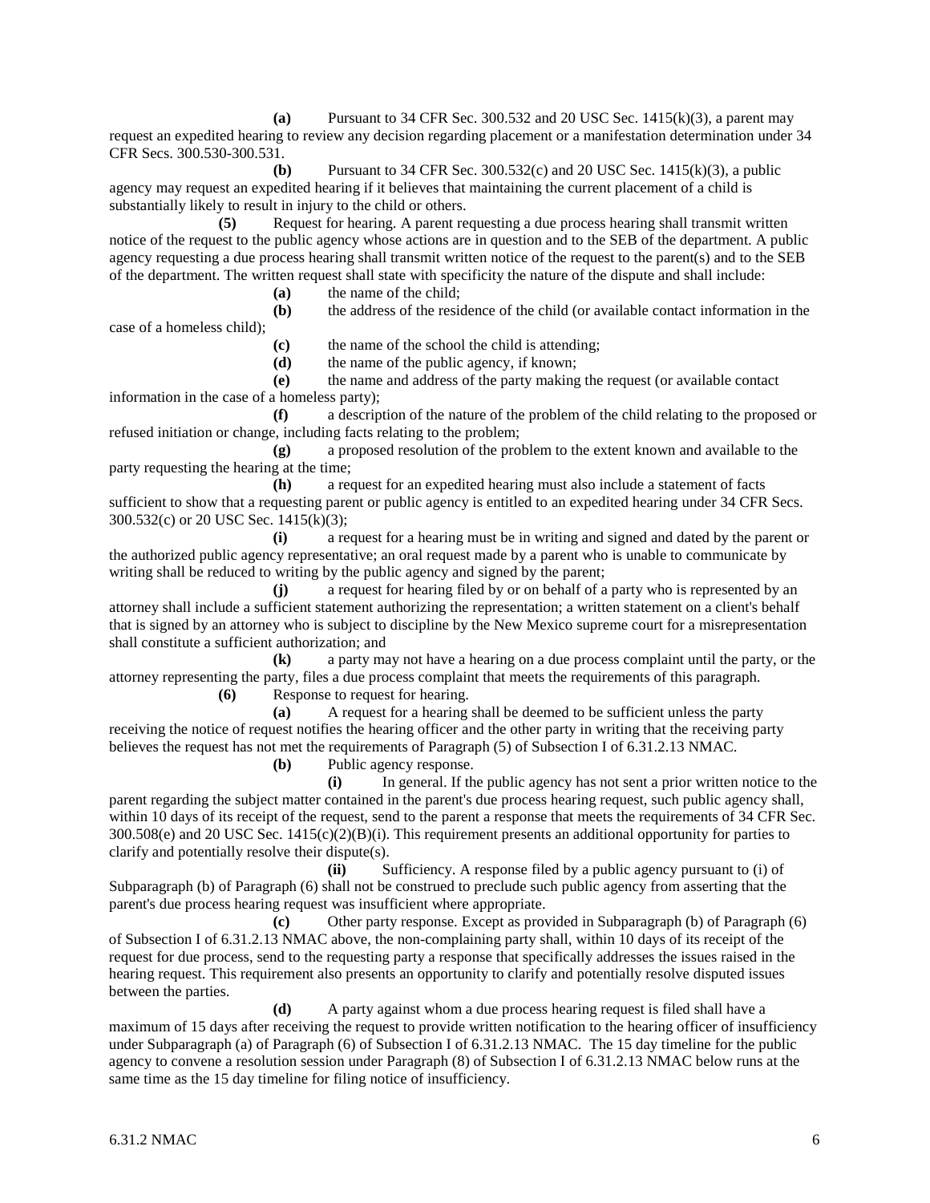**(a)** Pursuant to 34 CFR Sec. 300.532 and 20 USC Sec. 1415(k)(3), a parent may request an expedited hearing to review any decision regarding placement or a manifestation determination under 34 CFR Secs. 300.530-300.531.

**(b)** Pursuant to 34 CFR Sec. 300.532(c) and 20 USC Sec. 1415(k)(3), a public agency may request an expedited hearing if it believes that maintaining the current placement of a child is substantially likely to result in injury to the child or others.

**(5)** Request for hearing. A parent requesting a due process hearing shall transmit written notice of the request to the public agency whose actions are in question and to the SEB of the department. A public agency requesting a due process hearing shall transmit written notice of the request to the parent(s) and to the SEB of the department. The written request shall state with specificity the nature of the dispute and shall include:

**(a)** the name of the child;

**(b)** the address of the residence of the child (or available contact information in the case of a homeless child);

**(c)** the name of the school the child is attending;

**(d)** the name of the public agency, if known;

**(e)** the name and address of the party making the request (or available contact information in the case of a homeless party);

**(f)** a description of the nature of the problem of the child relating to the proposed or refused initiation or change, including facts relating to the problem;

**(g)** a proposed resolution of the problem to the extent known and available to the party requesting the hearing at the time;

**(h)** a request for an expedited hearing must also include a statement of facts sufficient to show that a requesting parent or public agency is entitled to an expedited hearing under 34 CFR Secs. 300.532(c) or 20 USC Sec. 1415(k)(3);

**(i)** a request for a hearing must be in writing and signed and dated by the parent or the authorized public agency representative; an oral request made by a parent who is unable to communicate by writing shall be reduced to writing by the public agency and signed by the parent;

**(j)** a request for hearing filed by or on behalf of a party who is represented by an attorney shall include a sufficient statement authorizing the representation; a written statement on a client's behalf that is signed by an attorney who is subject to discipline by the New Mexico supreme court for a misrepresentation shall constitute a sufficient authorization; and

**(k)** a party may not have a hearing on a due process complaint until the party, or the attorney representing the party, files a due process complaint that meets the requirements of this paragraph.

**(6)** Response to request for hearing.

**(a)** A request for a hearing shall be deemed to be sufficient unless the party receiving the notice of request notifies the hearing officer and the other party in writing that the receiving party believes the request has not met the requirements of Paragraph (5) of Subsection I of 6.31.2.13 NMAC.

**(b)** Public agency response.

**(i)** In general. If the public agency has not sent a prior written notice to the parent regarding the subject matter contained in the parent's due process hearing request, such public agency shall, within 10 days of its receipt of the request, send to the parent a response that meets the requirements of 34 CFR Sec. 300.508(e) and 20 USC Sec. 1415(c)(2)(B)(i). This requirement presents an additional opportunity for parties to clarify and potentially resolve their dispute(s).

**(ii)** Sufficiency. A response filed by a public agency pursuant to (i) of Subparagraph (b) of Paragraph (6) shall not be construed to preclude such public agency from asserting that the parent's due process hearing request was insufficient where appropriate.

**(c)** Other party response. Except as provided in Subparagraph (b) of Paragraph (6) of Subsection I of 6.31.2.13 NMAC above, the non-complaining party shall, within 10 days of its receipt of the request for due process, send to the requesting party a response that specifically addresses the issues raised in the hearing request. This requirement also presents an opportunity to clarify and potentially resolve disputed issues between the parties.

**(d)** A party against whom a due process hearing request is filed shall have a maximum of 15 days after receiving the request to provide written notification to the hearing officer of insufficiency under Subparagraph (a) of Paragraph (6) of Subsection I of 6.31.2.13 NMAC. The 15 day timeline for the public agency to convene a resolution session under Paragraph (8) of Subsection I of 6.31.2.13 NMAC below runs at the same time as the 15 day timeline for filing notice of insufficiency.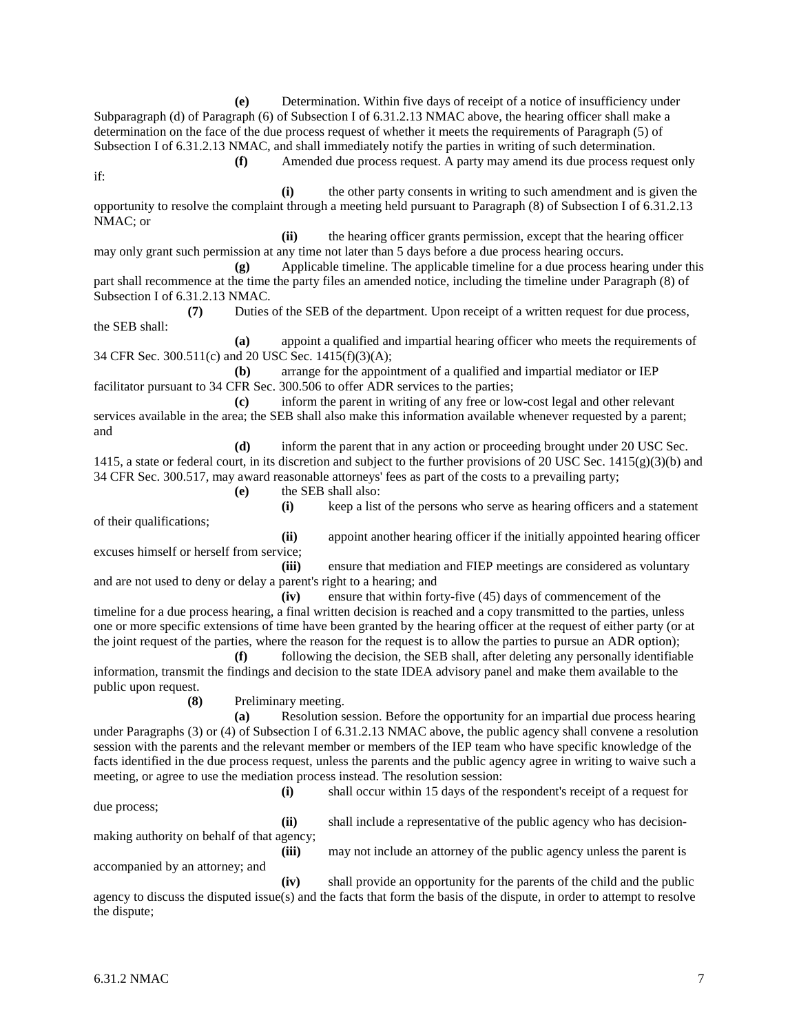**(e)** Determination. Within five days of receipt of a notice of insufficiency under Subparagraph (d) of Paragraph (6) of Subsection I of 6.31.2.13 NMAC above, the hearing officer shall make a determination on the face of the due process request of whether it meets the requirements of Paragraph (5) of Subsection I of 6.31.2.13 NMAC, and shall immediately notify the parties in writing of such determination.

**(f)** Amended due process request. A party may amend its due process request only if:

**(i)** the other party consents in writing to such amendment and is given the opportunity to resolve the complaint through a meeting held pursuant to Paragraph (8) of Subsection I of 6.31.2.13 NMAC; or

**(ii)** the hearing officer grants permission, except that the hearing officer may only grant such permission at any time not later than 5 days before a due process hearing occurs.

**(g)** Applicable timeline. The applicable timeline for a due process hearing under this part shall recommence at the time the party files an amended notice, including the timeline under Paragraph (8) of Subsection I of 6.31.2.13 NMAC.

**(7)** Duties of the SEB of the department. Upon receipt of a written request for due process, the SEB shall:

**(a)** appoint a qualified and impartial hearing officer who meets the requirements of 34 CFR Sec. 300.511(c) and 20 USC Sec. 1415(f)(3)(A);

**(b)** arrange for the appointment of a qualified and impartial mediator or IEP facilitator pursuant to 34 CFR Sec. 300.506 to offer ADR services to the parties;

**(c)** inform the parent in writing of any free or low-cost legal and other relevant services available in the area; the SEB shall also make this information available whenever requested by a parent; and

**(d)** inform the parent that in any action or proceeding brought under 20 USC Sec. 1415, a state or federal court, in its discretion and subject to the further provisions of 20 USC Sec. 1415(g)(3)(b) and 34 CFR Sec. 300.517, may award reasonable attorneys' fees as part of the costs to a prevailing party;

**(e)** the SEB shall also:

**(i)** keep a list of the persons who serve as hearing officers and a statement of their qualifications;

**(ii)** appoint another hearing officer if the initially appointed hearing officer excuses himself or herself from service;

**(iii)** ensure that mediation and FIEP meetings are considered as voluntary and are not used to deny or delay a parent's right to a hearing; and

**(iv)** ensure that within forty-five (45) days of commencement of the timeline for a due process hearing, a final written decision is reached and a copy transmitted to the parties, unless one or more specific extensions of time have been granted by the hearing officer at the request of either party (or at the joint request of the parties, where the reason for the request is to allow the parties to pursue an ADR option);

**(f)** following the decision, the SEB shall, after deleting any personally identifiable information, transmit the findings and decision to the state IDEA advisory panel and make them available to the public upon request.

**(8)** Preliminary meeting.

**(a)** Resolution session. Before the opportunity for an impartial due process hearing under Paragraphs (3) or (4) of Subsection I of 6.31.2.13 NMAC above, the public agency shall convene a resolution session with the parents and the relevant member or members of the IEP team who have specific knowledge of the facts identified in the due process request, unless the parents and the public agency agree in writing to waive such a meeting, or agree to use the mediation process instead. The resolution session:

**(i)** shall occur within 15 days of the respondent's receipt of a request for due process;

**(ii)** shall include a representative of the public agency who has decision-making authority on behalf of that agency;

**(iii)** may not include an attorney of the public agency unless the parent is accompanied by an attorney; and

**(iv)** shall provide an opportunity for the parents of the child and the public agency to discuss the disputed issue(s) and the facts that form the basis of the dispute, in order to attempt to resolve the dispute;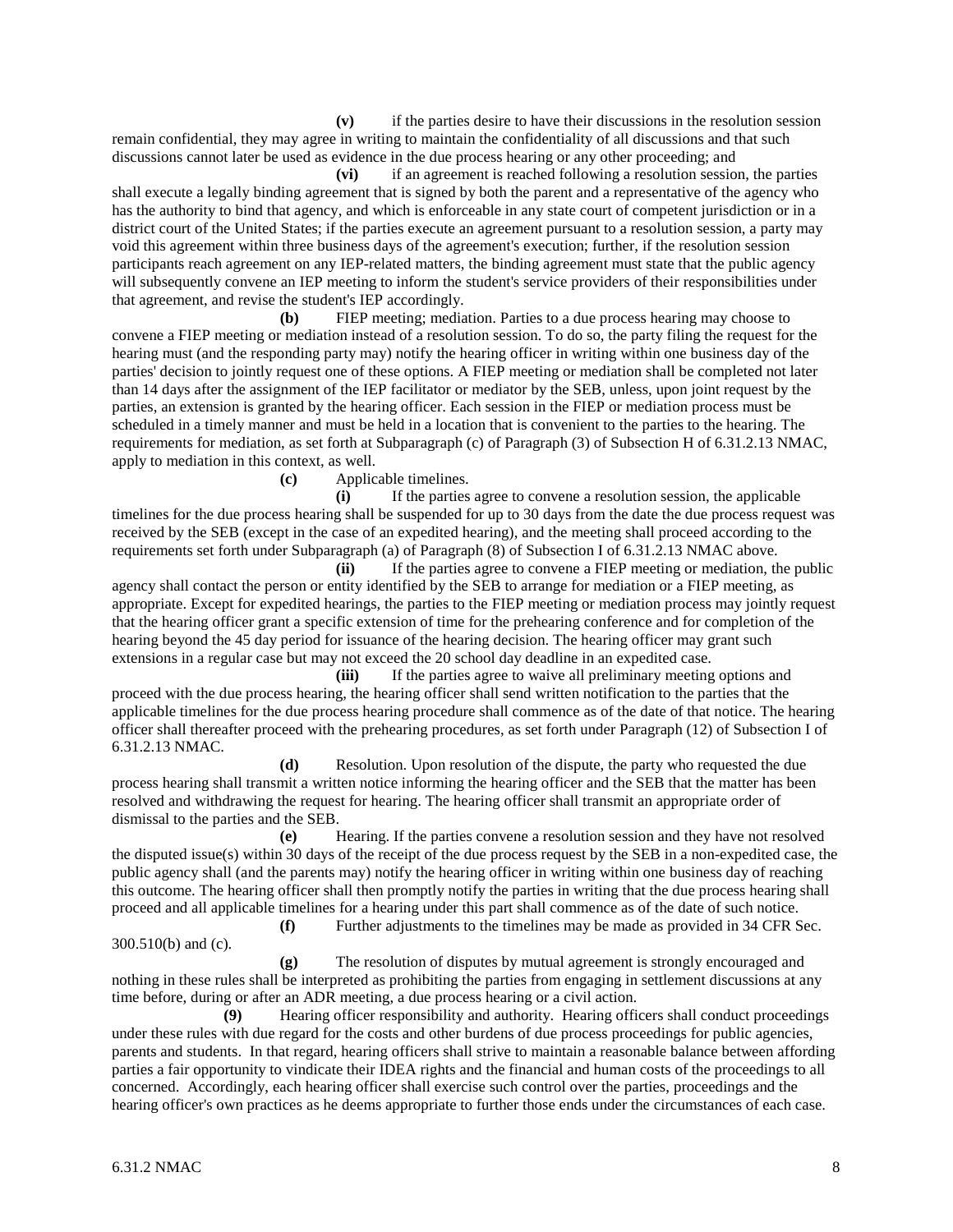**(v)** if the parties desire to have their discussions in the resolution session remain confidential, they may agree in writing to maintain the confidentiality of all discussions and that such discussions cannot later be used as evidence in the due process hearing or any other proceeding; and

**(vi)** if an agreement is reached following a resolution session, the parties shall execute a legally binding agreement that is signed by both the parent and a representative of the agency who has the authority to bind that agency, and which is enforceable in any state court of competent jurisdiction or in a district court of the United States; if the parties execute an agreement pursuant to a resolution session, a party may void this agreement within three business days of the agreement's execution; further, if the resolution session participants reach agreement on any IEP-related matters, the binding agreement must state that the public agency will subsequently convene an IEP meeting to inform the student's service providers of their responsibilities under that agreement, and revise the student's IEP accordingly.

**(b)** FIEP meeting; mediation. Parties to a due process hearing may choose to convene a FIEP meeting or mediation instead of a resolution session. To do so, the party filing the request for the hearing must (and the responding party may) notify the hearing officer in writing within one business day of the parties' decision to jointly request one of these options. A FIEP meeting or mediation shall be completed not later than 14 days after the assignment of the IEP facilitator or mediator by the SEB, unless, upon joint request by the parties, an extension is granted by the hearing officer. Each session in the FIEP or mediation process must be scheduled in a timely manner and must be held in a location that is convenient to the parties to the hearing. The requirements for mediation, as set forth at Subparagraph (c) of Paragraph (3) of Subsection H of 6.31.2.13 NMAC, apply to mediation in this context, as well.

**(c)** Applicable timelines.

**(i)** If the parties agree to convene a resolution session, the applicable timelines for the due process hearing shall be suspended for up to 30 days from the date the due process request was received by the SEB (except in the case of an expedited hearing), and the meeting shall proceed according to the requirements set forth under Subparagraph (a) of Paragraph (8) of Subsection I of 6.31.2.13 NMAC above.

**(ii)** If the parties agree to convene a FIEP meeting or mediation, the public agency shall contact the person or entity identified by the SEB to arrange for mediation or a FIEP meeting, as appropriate. Except for expedited hearings, the parties to the FIEP meeting or mediation process may jointly request that the hearing officer grant a specific extension of time for the prehearing conference and for completion of the hearing beyond the 45 day period for issuance of the hearing decision. The hearing officer may grant such extensions in a regular case but may not exceed the 20 school day deadline in an expedited case.

**(iii)** If the parties agree to waive all preliminary meeting options and proceed with the due process hearing, the hearing officer shall send written notification to the parties that the applicable timelines for the due process hearing procedure shall commence as of the date of that notice. The hearing officer shall thereafter proceed with the prehearing procedures, as set forth under Paragraph (12) of Subsection I of 6.31.2.13 NMAC.

**(d)** Resolution. Upon resolution of the dispute, the party who requested the due process hearing shall transmit a written notice informing the hearing officer and the SEB that the matter has been resolved and withdrawing the request for hearing. The hearing officer shall transmit an appropriate order of dismissal to the parties and the SEB.

**(e)** Hearing. If the parties convene a resolution session and they have not resolved the disputed issue(s) within 30 days of the receipt of the due process request by the SEB in a non-expedited case, the public agency shall (and the parents may) notify the hearing officer in writing within one business day of reaching this outcome. The hearing officer shall then promptly notify the parties in writing that the due process hearing shall proceed and all applicable timelines for a hearing under this part shall commence as of the date of such notice.

**(f)** Further adjustments to the timelines may be made as provided in 34 CFR Sec. 300.510(b) and (c).

**(g)** The resolution of disputes by mutual agreement is strongly encouraged and nothing in these rules shall be interpreted as prohibiting the parties from engaging in settlement discussions at any time before, during or after an ADR meeting, a due process hearing or a civil action.

**(9)** Hearing officer responsibility and authority. Hearing officers shall conduct proceedings under these rules with due regard for the costs and other burdens of due process proceedings for public agencies, parents and students. In that regard, hearing officers shall strive to maintain a reasonable balance between affording parties a fair opportunity to vindicate their IDEA rights and the financial and human costs of the proceedings to all concerned. Accordingly, each hearing officer shall exercise such control over the parties, proceedings and the hearing officer's own practices as he deems appropriate to further those ends under the circumstances of each case.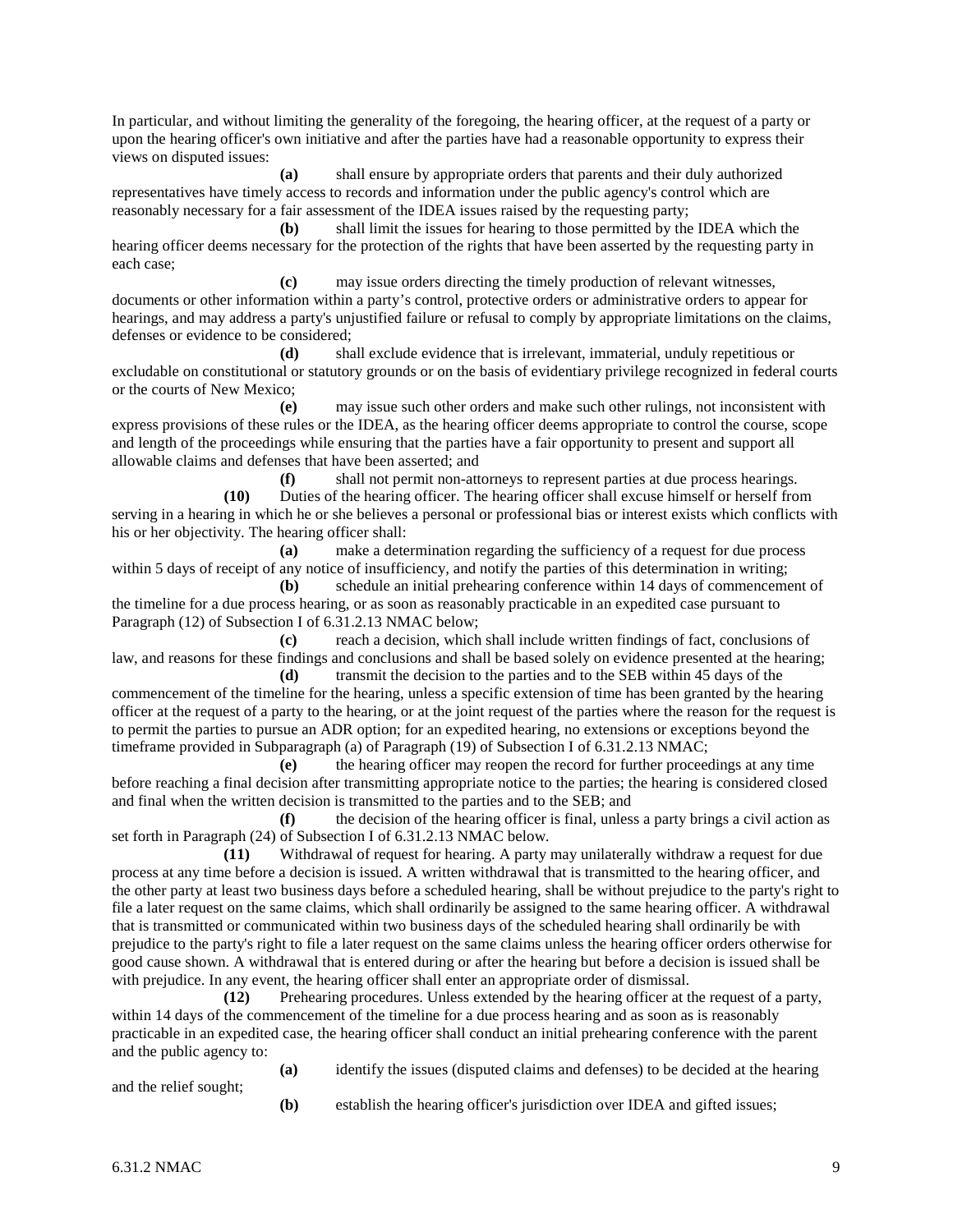In particular, and without limiting the generality of the foregoing, the hearing officer, at the request of a party or upon the hearing officer's own initiative and after the parties have had a reasonable opportunity to express their views on disputed issues:

**(a)** shall ensure by appropriate orders that parents and their duly authorized representatives have timely access to records and information under the public agency's control which are reasonably necessary for a fair assessment of the IDEA issues raised by the requesting party;

**(b)** shall limit the issues for hearing to those permitted by the IDEA which the hearing officer deems necessary for the protection of the rights that have been asserted by the requesting party in each case;

**(c)** may issue orders directing the timely production of relevant witnesses, documents or other information within a party's control, protective orders or administrative orders to appear for hearings, and may address a party's unjustified failure or refusal to comply by appropriate limitations on the claims, defenses or evidence to be considered;

**(d)** shall exclude evidence that is irrelevant, immaterial, unduly repetitious or excludable on constitutional or statutory grounds or on the basis of evidentiary privilege recognized in federal courts or the courts of New Mexico;

**(e)** may issue such other orders and make such other rulings, not inconsistent with express provisions of these rules or the IDEA, as the hearing officer deems appropriate to control the course, scope and length of the proceedings while ensuring that the parties have a fair opportunity to present and support all allowable claims and defenses that have been asserted; and

**(f)** shall not permit non-attorneys to represent parties at due process hearings.

**(10)** Duties of the hearing officer. The hearing officer shall excuse himself or herself from serving in a hearing in which he or she believes a personal or professional bias or interest exists which conflicts with his or her objectivity. The hearing officer shall:

**(a)** make a determination regarding the sufficiency of a request for due process within 5 days of receipt of any notice of insufficiency, and notify the parties of this determination in writing;

**(b)** schedule an initial prehearing conference within 14 days of commencement of the timeline for a due process hearing, or as soon as reasonably practicable in an expedited case pursuant to Paragraph (12) of Subsection I of 6.31.2.13 NMAC below;

**(c)** reach a decision, which shall include written findings of fact, conclusions of law, and reasons for these findings and conclusions and shall be based solely on evidence presented at the hearing;

**(d)** transmit the decision to the parties and to the SEB within 45 days of the commencement of the timeline for the hearing, unless a specific extension of time has been granted by the hearing officer at the request of a party to the hearing, or at the joint request of the parties where the reason for the request is to permit the parties to pursue an ADR option; for an expedited hearing, no extensions or exceptions beyond the timeframe provided in Subparagraph (a) of Paragraph (19) of Subsection I of 6.31.2.13 NMAC;

**(e)** the hearing officer may reopen the record for further proceedings at any time before reaching a final decision after transmitting appropriate notice to the parties; the hearing is considered closed and final when the written decision is transmitted to the parties and to the SEB; and

**(f)** the decision of the hearing officer is final, unless a party brings a civil action as set forth in Paragraph (24) of Subsection I of 6.31.2.13 NMAC below.

**(11)** Withdrawal of request for hearing. A party may unilaterally withdraw a request for due process at any time before a decision is issued. A written withdrawal that is transmitted to the hearing officer, and the other party at least two business days before a scheduled hearing, shall be without prejudice to the party's right to file a later request on the same claims, which shall ordinarily be assigned to the same hearing officer. A withdrawal that is transmitted or communicated within two business days of the scheduled hearing shall ordinarily be with prejudice to the party's right to file a later request on the same claims unless the hearing officer orders otherwise for good cause shown. A withdrawal that is entered during or after the hearing but before a decision is issued shall be with prejudice. In any event, the hearing officer shall enter an appropriate order of dismissal.

**(12)** Prehearing procedures. Unless extended by the hearing officer at the request of a party, within 14 days of the commencement of the timeline for a due process hearing and as soon as is reasonably practicable in an expedited case, the hearing officer shall conduct an initial prehearing conference with the parent and the public agency to:

**(a)** identify the issues (disputed claims and defenses) to be decided at the hearing and the relief sought;

**(b)** establish the hearing officer's jurisdiction over IDEA and gifted issues;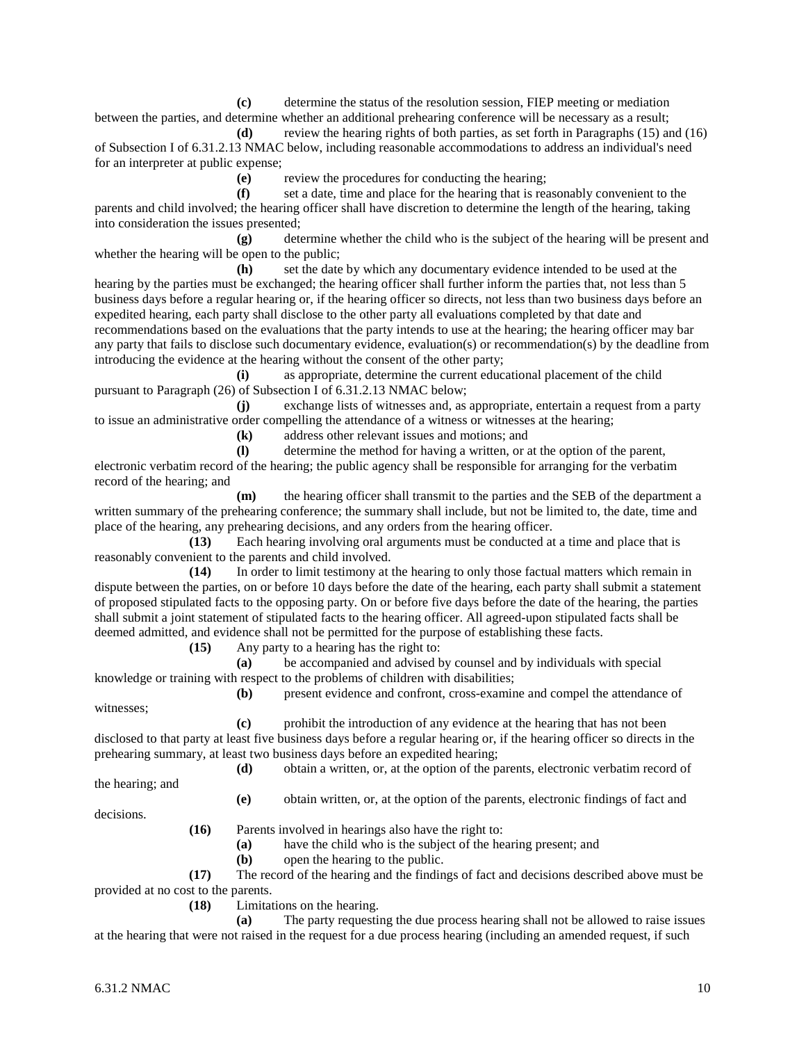**(c)** determine the status of the resolution session, FIEP meeting or mediation between the parties, and determine whether an additional prehearing conference will be necessary as a result;

**(d)** review the hearing rights of both parties, as set forth in Paragraphs (15) and (16) of Subsection I of 6.31.2.13 NMAC below, including reasonable accommodations to address an individual's need for an interpreter at public expense;

**(e)** review the procedures for conducting the hearing;

**(f)** set a date, time and place for the hearing that is reasonably convenient to the parents and child involved; the hearing officer shall have discretion to determine the length of the hearing, taking into consideration the issues presented;

**(g)** determine whether the child who is the subject of the hearing will be present and whether the hearing will be open to the public;

**(h)** set the date by which any documentary evidence intended to be used at the hearing by the parties must be exchanged; the hearing officer shall further inform the parties that, not less than 5 business days before a regular hearing or, if the hearing officer so directs, not less than two business days before an expedited hearing, each party shall disclose to the other party all evaluations completed by that date and recommendations based on the evaluations that the party intends to use at the hearing; the hearing officer may bar any party that fails to disclose such documentary evidence, evaluation(s) or recommendation(s) by the deadline from introducing the evidence at the hearing without the consent of the other party;

**(i)** as appropriate, determine the current educational placement of the child pursuant to Paragraph (26) of Subsection I of 6.31.2.13 NMAC below;

**(j)** exchange lists of witnesses and, as appropriate, entertain a request from a party to issue an administrative order compelling the attendance of a witness or witnesses at the hearing;

**(k)** address other relevant issues and motions; and

**(l)** determine the method for having a written, or at the option of the parent, electronic verbatim record of the hearing; the public agency shall be responsible for arranging for the verbatim record of the hearing; and

**(m)** the hearing officer shall transmit to the parties and the SEB of the department a written summary of the prehearing conference; the summary shall include, but not be limited to, the date, time and place of the hearing, any prehearing decisions, and any orders from the hearing officer.

**(13)** Each hearing involving oral arguments must be conducted at a time and place that is reasonably convenient to the parents and child involved.

**(14)** In order to limit testimony at the hearing to only those factual matters which remain in dispute between the parties, on or before 10 days before the date of the hearing, each party shall submit a statement of proposed stipulated facts to the opposing party. On or before five days before the date of the hearing, the parties shall submit a joint statement of stipulated facts to the hearing officer. All agreed-upon stipulated facts shall be deemed admitted, and evidence shall not be permitted for the purpose of establishing these facts.

**(15)** Any party to a hearing has the right to:

**(a)** be accompanied and advised by counsel and by individuals with special knowledge or training with respect to the problems of children with disabilities;

**(b)** present evidence and confront, cross-examine and compel the attendance of witnesses;

**(c)** prohibit the introduction of any evidence at the hearing that has not been disclosed to that party at least five business days before a regular hearing or, if the hearing officer so directs in the prehearing summary, at least two business days before an expedited hearing;

**(d)** obtain a written, or, at the option of the parents, electronic verbatim record of the hearing; and

**(e)** obtain written, or, at the option of the parents, electronic findings of fact and decisions.

**(16)** Parents involved in hearings also have the right to:

**(a)** have the child who is the subject of the hearing present; and

**(b)** open the hearing to the public.

**(17)** The record of the hearing and the findings of fact and decisions described above must be provided at no cost to the parents.

**(18)** Limitations on the hearing.

**(a)** The party requesting the due process hearing shall not be allowed to raise issues at the hearing that were not raised in the request for a due process hearing (including an amended request, if such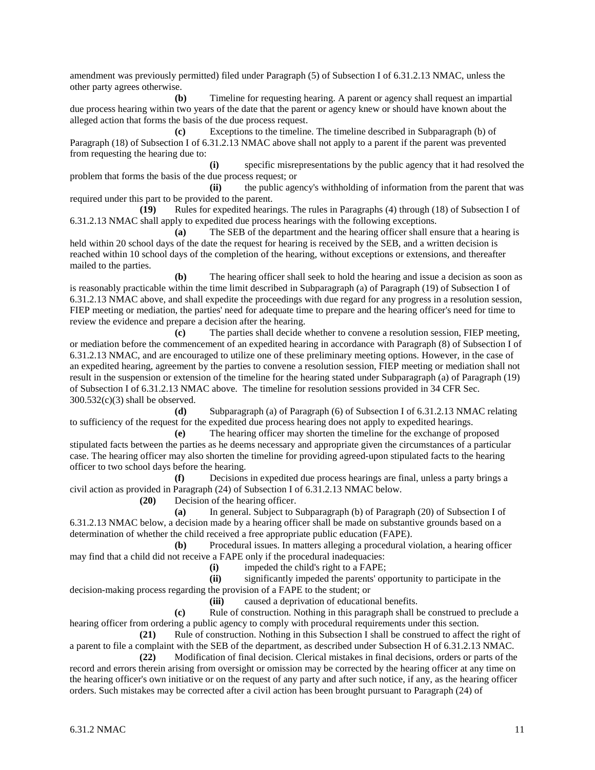amendment was previously permitted) filed under Paragraph (5) of Subsection I of 6.31.2.13 NMAC, unless the other party agrees otherwise.

**(b)** Timeline for requesting hearing. A parent or agency shall request an impartial due process hearing within two years of the date that the parent or agency knew or should have known about the alleged action that forms the basis of the due process request.

**(c)** Exceptions to the timeline. The timeline described in Subparagraph (b) of Paragraph (18) of Subsection I of 6.31.2.13 NMAC above shall not apply to a parent if the parent was prevented from requesting the hearing due to:

**(i)** specific misrepresentations by the public agency that it had resolved the problem that forms the basis of the due process request; or

**(ii)** the public agency's withholding of information from the parent that was required under this part to be provided to the parent.

**(19)** Rules for expedited hearings. The rules in Paragraphs (4) through (18) of Subsection I of 6.31.2.13 NMAC shall apply to expedited due process hearings with the following exceptions.

**(a)** The SEB of the department and the hearing officer shall ensure that a hearing is held within 20 school days of the date the request for hearing is received by the SEB, and a written decision is reached within 10 school days of the completion of the hearing, without exceptions or extensions, and thereafter mailed to the parties.

**(b)** The hearing officer shall seek to hold the hearing and issue a decision as soon as is reasonably practicable within the time limit described in Subparagraph (a) of Paragraph (19) of Subsection I of 6.31.2.13 NMAC above, and shall expedite the proceedings with due regard for any progress in a resolution session, FIEP meeting or mediation, the parties' need for adequate time to prepare and the hearing officer's need for time to review the evidence and prepare a decision after the hearing.

**(c)** The parties shall decide whether to convene a resolution session, FIEP meeting, or mediation before the commencement of an expedited hearing in accordance with Paragraph (8) of Subsection I of 6.31.2.13 NMAC, and are encouraged to utilize one of these preliminary meeting options. However, in the case of an expedited hearing, agreement by the parties to convene a resolution session, FIEP meeting or mediation shall not result in the suspension or extension of the timeline for the hearing stated under Subparagraph (a) of Paragraph (19) of Subsection I of 6.31.2.13 NMAC above. The timeline for resolution sessions provided in 34 CFR Sec. 300.532(c)(3) shall be observed.

**(d)** Subparagraph (a) of Paragraph (6) of Subsection I of 6.31.2.13 NMAC relating to sufficiency of the request for the expedited due process hearing does not apply to expedited hearings.

**(e)** The hearing officer may shorten the timeline for the exchange of proposed stipulated facts between the parties as he deems necessary and appropriate given the circumstances of a particular case. The hearing officer may also shorten the timeline for providing agreed-upon stipulated facts to the hearing officer to two school days before the hearing.

**(f)** Decisions in expedited due process hearings are final, unless a party brings a civil action as provided in Paragraph (24) of Subsection I of 6.31.2.13 NMAC below.

**(20)** Decision of the hearing officer.

**(a)** In general. Subject to Subparagraph (b) of Paragraph (20) of Subsection I of 6.31.2.13 NMAC below, a decision made by a hearing officer shall be made on substantive grounds based on a determination of whether the child received a free appropriate public education (FAPE).

**(b)** Procedural issues. In matters alleging a procedural violation, a hearing officer may find that a child did not receive a FAPE only if the procedural inadequacies:

**(i)** impeded the child's right to a FAPE;

**(ii)** significantly impeded the parents' opportunity to participate in the decision-making process regarding the provision of a FAPE to the student; or

**(iii)** caused a deprivation of educational benefits.

**(c)** Rule of construction. Nothing in this paragraph shall be construed to preclude a hearing officer from ordering a public agency to comply with procedural requirements under this section.

**(21)** Rule of construction. Nothing in this Subsection I shall be construed to affect the right of a parent to file a complaint with the SEB of the department, as described under Subsection H of 6.31.2.13 NMAC.

**(22)** Modification of final decision. Clerical mistakes in final decisions, orders or parts of the record and errors therein arising from oversight or omission may be corrected by the hearing officer at any time on the hearing officer's own initiative or on the request of any party and after such notice, if any, as the hearing officer orders. Such mistakes may be corrected after a civil action has been brought pursuant to Paragraph (24) of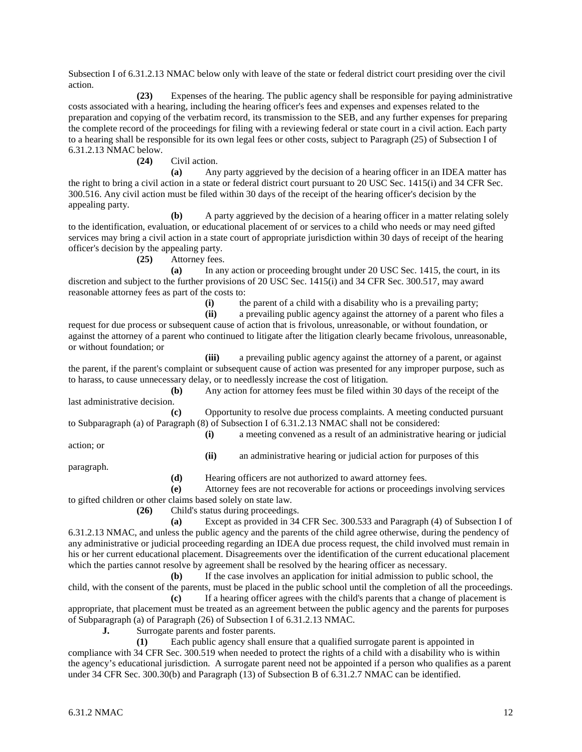Subsection I of 6.31.2.13 NMAC below only with leave of the state or federal district court presiding over the civil action.

**(23)** Expenses of the hearing. The public agency shall be responsible for paying administrative costs associated with a hearing, including the hearing officer's fees and expenses and expenses related to the preparation and copying of the verbatim record, its transmission to the SEB, and any further expenses for preparing the complete record of the proceedings for filing with a reviewing federal or state court in a civil action. Each party to a hearing shall be responsible for its own legal fees or other costs, subject to Paragraph (25) of Subsection I of 6.31.2.13 NMAC below.

**(24)** Civil action.

**(a)** Any party aggrieved by the decision of a hearing officer in an IDEA matter has the right to bring a civil action in a state or federal district court pursuant to 20 USC Sec. 1415(i) and 34 CFR Sec. 300.516. Any civil action must be filed within 30 days of the receipt of the hearing officer's decision by the appealing party.

**(b)** A party aggrieved by the decision of a hearing officer in a matter relating solely to the identification, evaluation, or educational placement of or services to a child who needs or may need gifted services may bring a civil action in a state court of appropriate jurisdiction within 30 days of receipt of the hearing officer's decision by the appealing party.

**(25)** Attorney fees.

**(a)** In any action or proceeding brought under 20 USC Sec. 1415, the court, in its discretion and subject to the further provisions of 20 USC Sec. 1415(i) and 34 CFR Sec. 300.517, may award reasonable attorney fees as part of the costs to:

**(i)** the parent of a child with a disability who is a prevailing party;

**(ii)** a prevailing public agency against the attorney of a parent who files a request for due process or subsequent cause of action that is frivolous, unreasonable, or without foundation, or against the attorney of a parent who continued to litigate after the litigation clearly became frivolous, unreasonable, or without foundation; or

**(iii)** a prevailing public agency against the attorney of a parent, or against the parent, if the parent's complaint or subsequent cause of action was presented for any improper purpose, such as to harass, to cause unnecessary delay, or to needlessly increase the cost of litigation.

**(b)** Any action for attorney fees must be filed within 30 days of the receipt of the last administrative decision.

**(c)** Opportunity to resolve due process complaints. A meeting conducted pursuant to Subparagraph (a) of Paragraph (8) of Subsection I of 6.31.2.13 NMAC shall not be considered:

**(i)** a meeting convened as a result of an administrative hearing or judicial action; or

**(ii)** an administrative hearing or judicial action for purposes of this paragraph.

**(d)** Hearing officers are not authorized to award attorney fees.

**(e)** Attorney fees are not recoverable for actions or proceedings involving services to gifted children or other claims based solely on state law.

**(26)** Child's status during proceedings.

**(a)** Except as provided in 34 CFR Sec. 300.533 and Paragraph (4) of Subsection I of 6.31.2.13 NMAC, and unless the public agency and the parents of the child agree otherwise, during the pendency of any administrative or judicial proceeding regarding an IDEA due process request, the child involved must remain in his or her current educational placement. Disagreements over the identification of the current educational placement which the parties cannot resolve by agreement shall be resolved by the hearing officer as necessary.

**(b)** If the case involves an application for initial admission to public school, the child, with the consent of the parents, must be placed in the public school until the completion of all the proceedings.

**(c)** If a hearing officer agrees with the child's parents that a change of placement is appropriate, that placement must be treated as an agreement between the public agency and the parents for purposes of Subparagraph (a) of Paragraph (26) of Subsection I of 6.31.2.13 NMAC.

**J.** Surrogate parents and foster parents.

**(1)** Each public agency shall ensure that a qualified surrogate parent is appointed in compliance with 34 CFR Sec. 300.519 when needed to protect the rights of a child with a disability who is within the agency's educational jurisdiction. A surrogate parent need not be appointed if a person who qualifies as a parent under 34 CFR Sec. 300.30(b) and Paragraph (13) of Subsection B of 6.31.2.7 NMAC can be identified.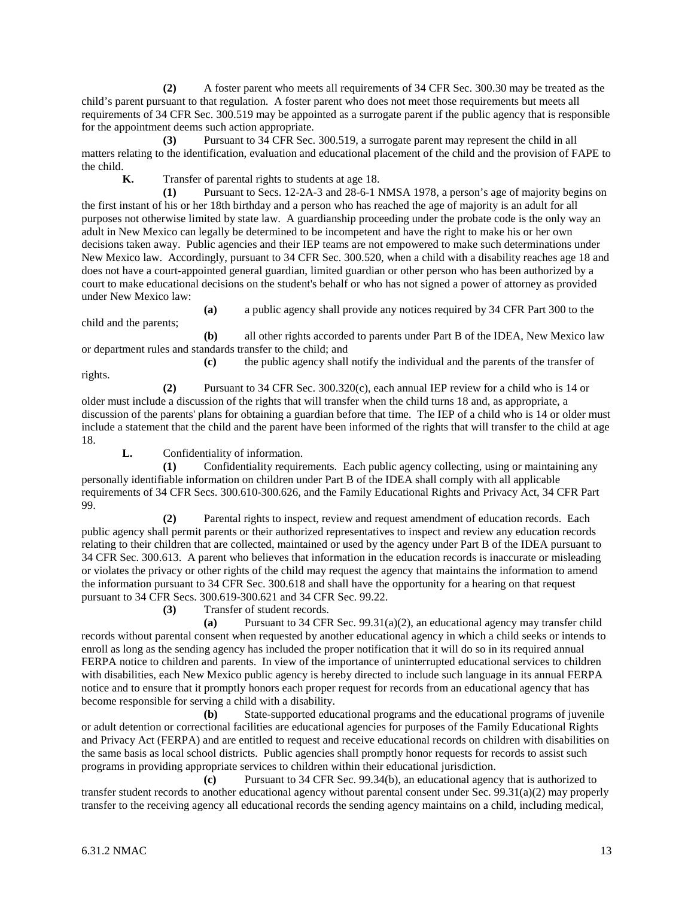**(2)** A foster parent who meets all requirements of 34 CFR Sec. 300.30 may be treated as the child's parent pursuant to that regulation. A foster parent who does not meet those requirements but meets all requirements of 34 CFR Sec. 300.519 may be appointed as a surrogate parent if the public agency that is responsible for the appointment deems such action appropriate.

**(3)** Pursuant to 34 CFR Sec. 300.519, a surrogate parent may represent the child in all matters relating to the identification, evaluation and educational placement of the child and the provision of FAPE to the child.

**K.** Transfer of parental rights to students at age 18.

**(1)** Pursuant to Secs. 12-2A-3 and 28-6-1 NMSA 1978, a person's age of majority begins on the first instant of his or her 18th birthday and a person who has reached the age of majority is an adult for all purposes not otherwise limited by state law. A guardianship proceeding under the probate code is the only way an adult in New Mexico can legally be determined to be incompetent and have the right to make his or her own decisions taken away. Public agencies and their IEP teams are not empowered to make such determinations under New Mexico law. Accordingly, pursuant to 34 CFR Sec. 300.520, when a child with a disability reaches age 18 and does not have a court-appointed general guardian, limited guardian or other person who has been authorized by a court to make educational decisions on the student's behalf or who has not signed a power of attorney as provided under New Mexico law:

**(a)** a public agency shall provide any notices required by 34 CFR Part 300 to the child and the parents;

**(b)** all other rights accorded to parents under Part B of the IDEA, New Mexico law or department rules and standards transfer to the child; and

**(c)** the public agency shall notify the individual and the parents of the transfer of rights.

**(2)** Pursuant to 34 CFR Sec. 300.320(c), each annual IEP review for a child who is 14 or older must include a discussion of the rights that will transfer when the child turns 18 and, as appropriate, a discussion of the parents' plans for obtaining a guardian before that time. The IEP of a child who is 14 or older must include a statement that the child and the parent have been informed of the rights that will transfer to the child at age 18.

**L.** Confidentiality of information.

**(1)** Confidentiality requirements. Each public agency collecting, using or maintaining any personally identifiable information on children under Part B of the IDEA shall comply with all applicable requirements of 34 CFR Secs. 300.610-300.626, and the Family Educational Rights and Privacy Act, 34 CFR Part 99.

**(2)** Parental rights to inspect, review and request amendment of education records. Each public agency shall permit parents or their authorized representatives to inspect and review any education records relating to their children that are collected, maintained or used by the agency under Part B of the IDEA pursuant to 34 CFR Sec. 300.613. A parent who believes that information in the education records is inaccurate or misleading or violates the privacy or other rights of the child may request the agency that maintains the information to amend the information pursuant to 34 CFR Sec. 300.618 and shall have the opportunity for a hearing on that request pursuant to 34 CFR Secs. 300.619-300.621 and 34 CFR Sec. 99.22.

**(3)** Transfer of student records.

**(a)** Pursuant to 34 CFR Sec. 99.31(a)(2), an educational agency may transfer child records without parental consent when requested by another educational agency in which a child seeks or intends to enroll as long as the sending agency has included the proper notification that it will do so in its required annual FERPA notice to children and parents. In view of the importance of uninterrupted educational services to children with disabilities, each New Mexico public agency is hereby directed to include such language in its annual FERPA notice and to ensure that it promptly honors each proper request for records from an educational agency that has become responsible for serving a child with a disability.

**(b)** State-supported educational programs and the educational programs of juvenile or adult detention or correctional facilities are educational agencies for purposes of the Family Educational Rights and Privacy Act (FERPA) and are entitled to request and receive educational records on children with disabilities on the same basis as local school districts. Public agencies shall promptly honor requests for records to assist such programs in providing appropriate services to children within their educational jurisdiction.

**(c)** Pursuant to 34 CFR Sec. 99.34(b), an educational agency that is authorized to transfer student records to another educational agency without parental consent under Sec. 99.31(a)(2) may properly transfer to the receiving agency all educational records the sending agency maintains on a child, including medical,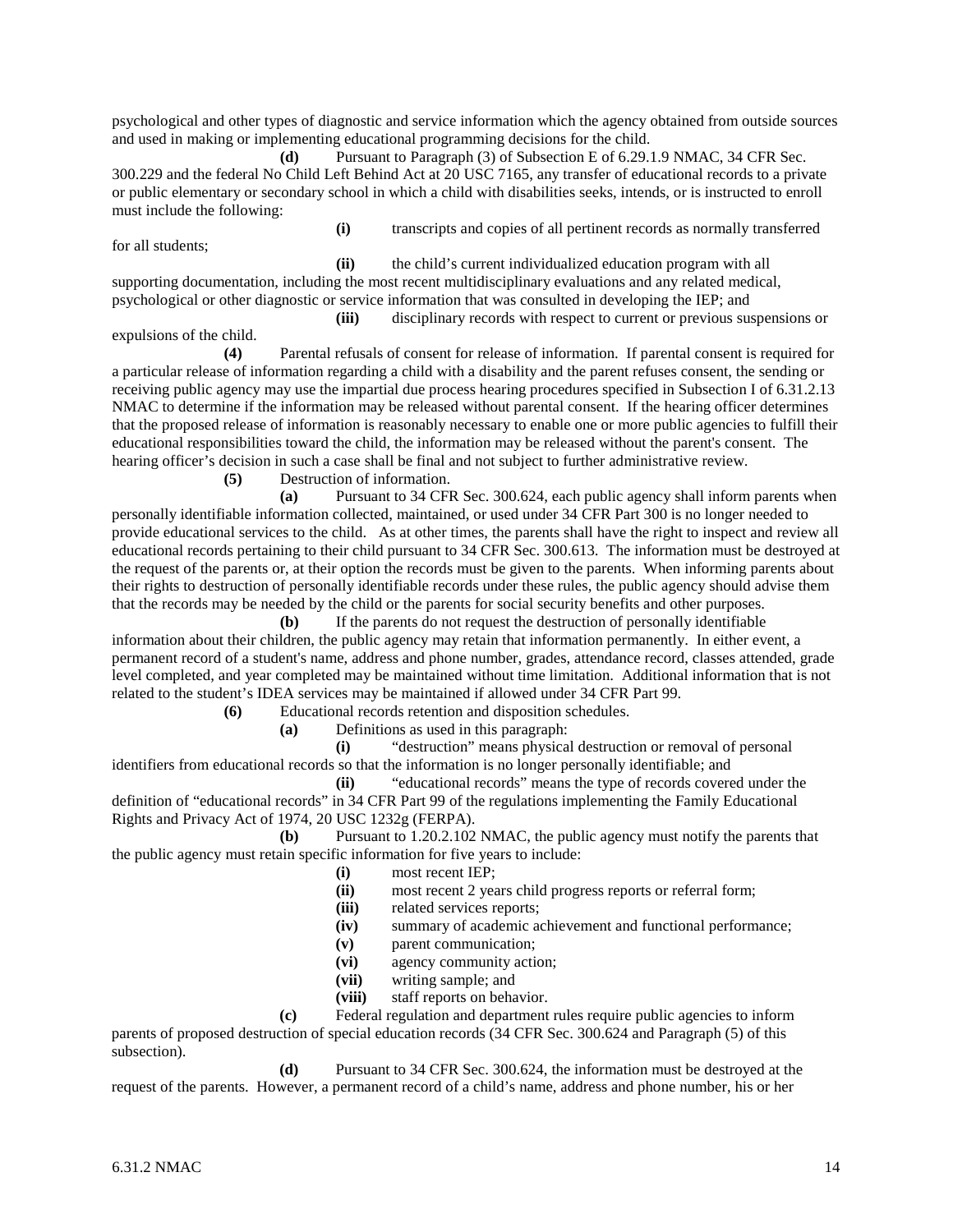psychological and other types of diagnostic and service information which the agency obtained from outside sources and used in making or implementing educational programming decisions for the child.

**(d)** Pursuant to Paragraph (3) of Subsection E of 6.29.1.9 NMAC, 34 CFR Sec. 300.229 and the federal No Child Left Behind Act at 20 USC 7165, any transfer of educational records to a private or public elementary or secondary school in which a child with disabilities seeks, intends, or is instructed to enroll must include the following:

**(i)** transcripts and copies of all pertinent records as normally transferred for all students;

**(ii)** the child's current individualized education program with all supporting documentation, including the most recent multidisciplinary evaluations and any related medical, psychological or other diagnostic or service information that was consulted in developing the IEP; and

**(iii)** disciplinary records with respect to current or previous suspensions or expulsions of the child.

**(4)** Parental refusals of consent for release of information. If parental consent is required for a particular release of information regarding a child with a disability and the parent refuses consent, the sending or receiving public agency may use the impartial due process hearing procedures specified in Subsection I of 6.31.2.13 NMAC to determine if the information may be released without parental consent. If the hearing officer determines that the proposed release of information is reasonably necessary to enable one or more public agencies to fulfill their educational responsibilities toward the child, the information may be released without the parent's consent. The hearing officer's decision in such a case shall be final and not subject to further administrative review.

**(5)** Destruction of information.

**(a)** Pursuant to 34 CFR Sec. 300.624, each public agency shall inform parents when personally identifiable information collected, maintained, or used under 34 CFR Part 300 is no longer needed to provide educational services to the child. As at other times, the parents shall have the right to inspect and review all educational records pertaining to their child pursuant to 34 CFR Sec. 300.613. The information must be destroyed at the request of the parents or, at their option the records must be given to the parents. When informing parents about their rights to destruction of personally identifiable records under these rules, the public agency should advise them that the records may be needed by the child or the parents for social security benefits and other purposes.

**(b)** If the parents do not request the destruction of personally identifiable information about their children, the public agency may retain that information permanently. In either event, a permanent record of a student's name, address and phone number, grades, attendance record, classes attended, grade level completed, and year completed may be maintained without time limitation. Additional information that is not related to the student's IDEA services may be maintained if allowed under 34 CFR Part 99.

**(6)** Educational records retention and disposition schedules.

**(a)** Definitions as used in this paragraph:

**(i)** "destruction" means physical destruction or removal of personal identifiers from educational records so that the information is no longer personally identifiable; and

**(ii)** "educational records" means the type of records covered under the definition of "educational records" in 34 CFR Part 99 of the regulations implementing the Family Educational Rights and Privacy Act of 1974, 20 USC 1232g (FERPA).

**(b)** Pursuant to 1.20.2.102 NMAC, the public agency must notify the parents that the public agency must retain specific information for five years to include:

**(i)** most recent IEP;
**(ii)** most recent 2 years child progress reports or referral form;
**(iii)** related services reports;
**(iv)** summary of academic achievement and functional performance;
**(v)** parent communication;
**(vi)** agency community action;
**(vii)** writing sample; and
**(viii)** staff reports on behavior.

**(c)** Federal regulation and department rules require public agencies to inform parents of proposed destruction of special education records (34 CFR Sec. 300.624 and Paragraph (5) of this subsection).

**(d)** Pursuant to 34 CFR Sec. 300.624, the information must be destroyed at the request of the parents. However, a permanent record of a child's name, address and phone number, his or her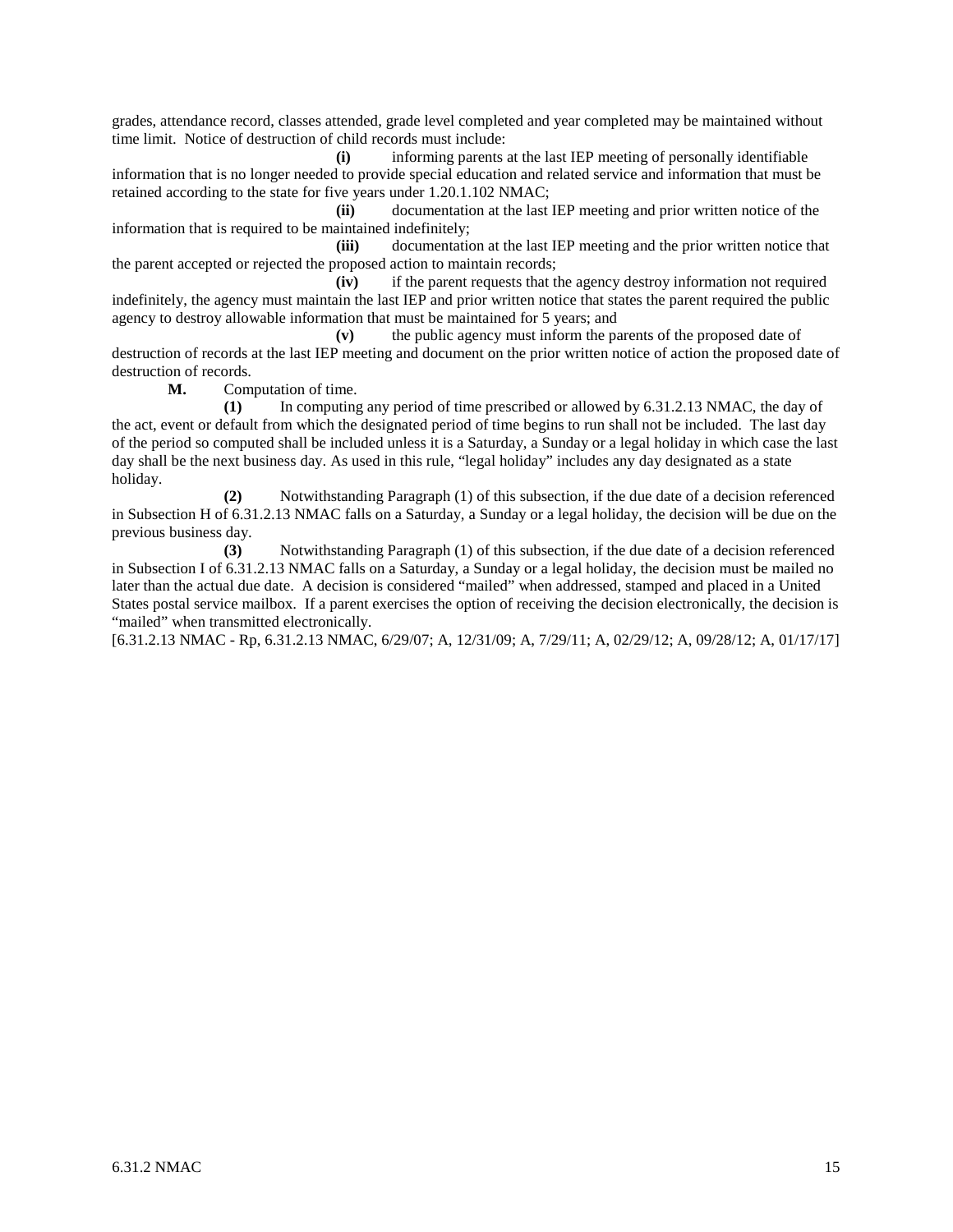grades, attendance record, classes attended, grade level completed and year completed may be maintained without time limit. Notice of destruction of child records must include:

**(i)** informing parents at the last IEP meeting of personally identifiable information that is no longer needed to provide special education and related service and information that must be retained according to the state for five years under 1.20.1.102 NMAC;

**(ii)** documentation at the last IEP meeting and prior written notice of the information that is required to be maintained indefinitely;

**(iii)** documentation at the last IEP meeting and the prior written notice that the parent accepted or rejected the proposed action to maintain records;

**(iv)** if the parent requests that the agency destroy information not required indefinitely, the agency must maintain the last IEP and prior written notice that states the parent required the public agency to destroy allowable information that must be maintained for 5 years; and

**(v)** the public agency must inform the parents of the proposed date of destruction of records at the last IEP meeting and document on the prior written notice of action the proposed date of destruction of records.

**M.** Computation of time.

**(1)** In computing any period of time prescribed or allowed by 6.31.2.13 NMAC, the day of the act, event or default from which the designated period of time begins to run shall not be included. The last day of the period so computed shall be included unless it is a Saturday, a Sunday or a legal holiday in which case the last day shall be the next business day. As used in this rule, "legal holiday" includes any day designated as a state holiday.

**(2)** Notwithstanding Paragraph (1) of this subsection, if the due date of a decision referenced in Subsection H of 6.31.2.13 NMAC falls on a Saturday, a Sunday or a legal holiday, the decision will be due on the previous business day.

**(3)** Notwithstanding Paragraph (1) of this subsection, if the due date of a decision referenced in Subsection I of 6.31.2.13 NMAC falls on a Saturday, a Sunday or a legal holiday, the decision must be mailed no later than the actual due date. A decision is considered "mailed" when addressed, stamped and placed in a United States postal service mailbox. If a parent exercises the option of receiving the decision electronically, the decision is "mailed" when transmitted electronically.

[6.31.2.13 NMAC - Rp, 6.31.2.13 NMAC, 6/29/07; A, 12/31/09; A, 7/29/11; A, 02/29/12; A, 09/28/12; A, 01/17/17]